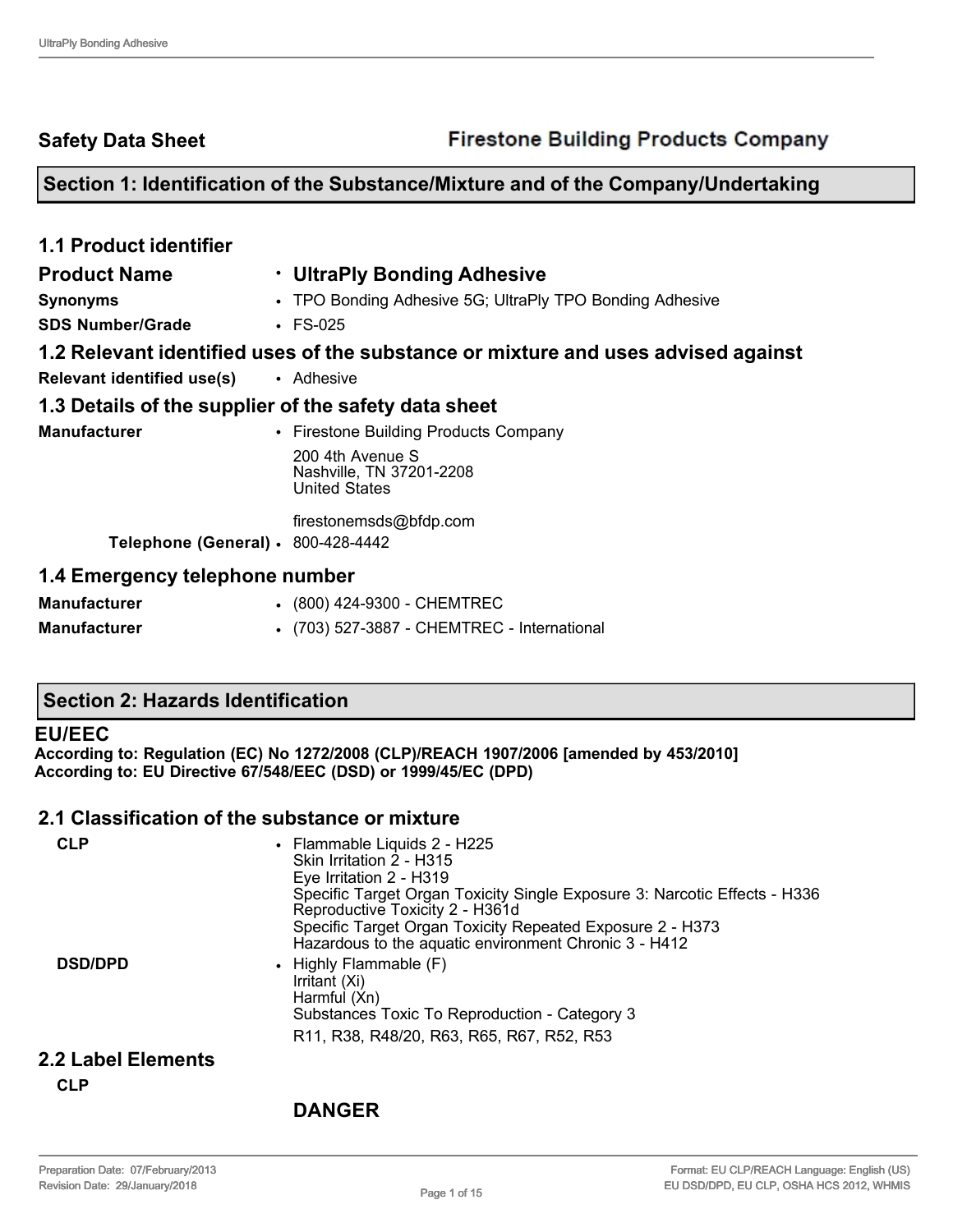**Safety Data Sheet** **Firestone Building Products Company**

## Section 1: Identification of the Substance/Mixture and of the Company/Undertaking

### 1.1 Product identifier

| | |
|---|---|
| **Product Name** | • **UltraPly Bonding Adhesive** |
| **Synonyms** | • TPO Bonding Adhesive 5G; UltraPly TPO Bonding Adhesive |
| **SDS Number/Grade** | • FS-025 |

### 1.2 Relevant identified uses of the substance or mixture and uses advised against

| | |
|---|---|
| **Relevant identified use(s)** | • Adhesive |

### 1.3 Details of the supplier of the safety data sheet

| | |
|---|---|
| **Manufacturer** | • Firestone Building Products Company<br>200 4th Avenue S<br>Nashville, TN 37201-2208<br>United States<br><br>firestonemsds@bfdp.com |
| **Telephone (General)** | • 800-428-4442 |

### 1.4 Emergency telephone number

| | |
|---|---|
| **Manufacturer** | • (800) 424-9300 - CHEMTREC |
| **Manufacturer** | • (703) 527-3887 - CHEMTREC - International |

## Section 2: Hazards Identification

**EU/EEC**

**According to: Regulation (EC) No 1272/2008 (CLP)/REACH 1907/2006 [amended by 453/2010]**
**According to: EU Directive 67/548/EEC (DSD) or 1999/45/EC (DPD)**

### 2.1 Classification of the substance or mixture

| | |
|---|---|
| **CLP** | • Flammable Liquids 2 - H225<br>Skin Irritation 2 - H315<br>Eye Irritation 2 - H319<br>Specific Target Organ Toxicity Single Exposure 3: Narcotic Effects - H336<br>Reproductive Toxicity 2 - H361d<br>Specific Target Organ Toxicity Repeated Exposure 2 - H373<br>Hazardous to the aquatic environment Chronic 3 - H412 |
| **DSD/DPD** | • Highly Flammable (F)<br>Irritant (Xi)<br>Harmful (Xn)<br>Substances Toxic To Reproduction - Category 3<br><br>R11, R38, R48/20, R63, R65, R67, R52, R53 |

### 2.2 Label Elements

**CLP**

**DANGER**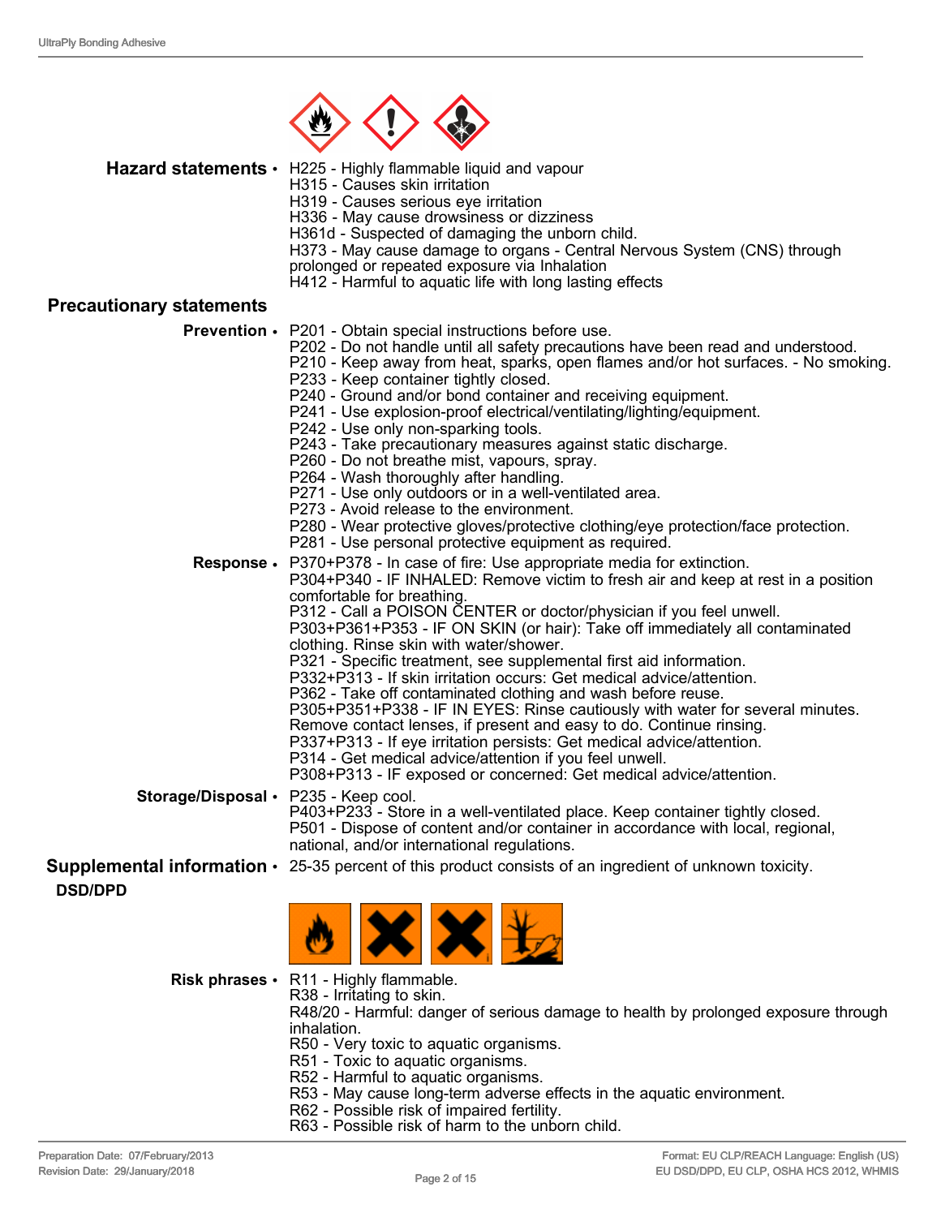**Hazard statements** • H225 - Highly flammable liquid and vapour
H315 - Causes skin irritation
H319 - Causes serious eye irritation
H336 - May cause drowsiness or dizziness
H361d - Suspected of damaging the unborn child.
H373 - May cause damage to organs - Central Nervous System (CNS) through prolonged or repeated exposure via Inhalation
H412 - Harmful to aquatic life with long lasting effects

## Precautionary statements

**Prevention** •
P201 - Obtain special instructions before use.
P202 - Do not handle until all safety precautions have been read and understood.
P210 - Keep away from heat, sparks, open flames and/or hot surfaces. - No smoking.
P233 - Keep container tightly closed.
P240 - Ground and/or bond container and receiving equipment.
P241 - Use explosion-proof electrical/ventilating/lighting/equipment.
P242 - Use only non-sparking tools.
P243 - Take precautionary measures against static discharge.
P260 - Do not breathe mist, vapours, spray.
P264 - Wash thoroughly after handling.
P271 - Use only outdoors or in a well-ventilated area.
P273 - Avoid release to the environment.
P280 - Wear protective gloves/protective clothing/eye protection/face protection.
P281 - Use personal protective equipment as required.

**Response** •
P370+P378 - In case of fire: Use appropriate media for extinction.
P304+P340 - IF INHALED: Remove victim to fresh air and keep at rest in a position comfortable for breathing.
P312 - Call a POISON CENTER or doctor/physician if you feel unwell.
P303+P361+P353 - IF ON SKIN (or hair): Take off immediately all contaminated clothing. Rinse skin with water/shower.
P321 - Specific treatment, see supplemental first aid information.
P332+P313 - If skin irritation occurs: Get medical advice/attention.
P362 - Take off contaminated clothing and wash before reuse.
P305+P351+P338 - IF IN EYES: Rinse cautiously with water for several minutes. Remove contact lenses, if present and easy to do. Continue rinsing.
P337+P313 - If eye irritation persists: Get medical advice/attention.
P314 - Get medical advice/attention if you feel unwell.
P308+P313 - IF exposed or concerned: Get medical advice/attention.

**Storage/Disposal** •
P235 - Keep cool.
P403+P233 - Store in a well-ventilated place. Keep container tightly closed.
P501 - Dispose of content and/or container in accordance with local, regional, national, and/or international regulations.

**Supplemental information** • 25-35 percent of this product consists of an ingredient of unknown toxicity.

**DSD/DPD**

**Risk phrases** •
R11 - Highly flammable.
R38 - Irritating to skin.
R48/20 - Harmful: danger of serious damage to health by prolonged exposure through inhalation.
R50 - Very toxic to aquatic organisms.
R51 - Toxic to aquatic organisms.
R52 - Harmful to aquatic organisms.
R53 - May cause long-term adverse effects in the aquatic environment.
R62 - Possible risk of impaired fertility.
R63 - Possible risk of harm to the unborn child.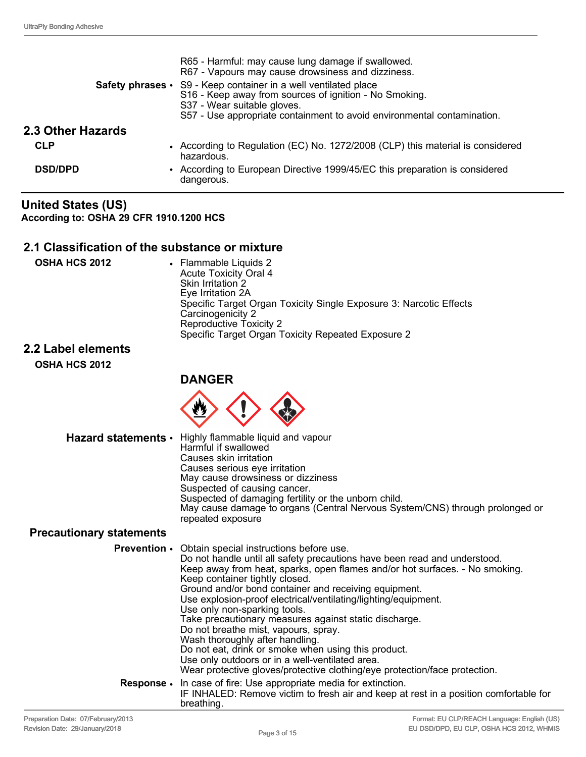R65 - Harmful: may cause lung damage if swallowed.
R67 - Vapours may cause drowsiness and dizziness.

**Safety phrases** • S9 - Keep container in a well ventilated place
S16 - Keep away from sources of ignition - No Smoking.
S37 - Wear suitable gloves.
S57 - Use appropriate containment to avoid environmental contamination.

## 2.3 Other Hazards

**CLP** • According to Regulation (EC) No. 1272/2008 (CLP) this material is considered hazardous.

**DSD/DPD** • According to European Directive 1999/45/EC this preparation is considered dangerous.

# United States (US)

**According to: OSHA 29 CFR 1910.1200 HCS**

## 2.1 Classification of the substance or mixture

**OSHA HCS 2012** • Flammable Liquids 2
Acute Toxicity Oral 4
Skin Irritation 2
Eye Irritation 2A
Specific Target Organ Toxicity Single Exposure 3: Narcotic Effects
Carcinogenicity 2
Reproductive Toxicity 2
Specific Target Organ Toxicity Repeated Exposure 2

## 2.2 Label elements

**OSHA HCS 2012**

**DANGER**

**Hazard statements** • Highly flammable liquid and vapour
Harmful if swallowed
Causes skin irritation
Causes serious eye irritation
May cause drowsiness or dizziness
Suspected of causing cancer.
Suspected of damaging fertility or the unborn child.
May cause damage to organs (Central Nervous System/CNS) through prolonged or repeated exposure

### Precautionary statements

**Prevention** • Obtain special instructions before use.
Do not handle until all safety precautions have been read and understood.
Keep away from heat, sparks, open flames and/or hot surfaces. - No smoking.
Keep container tightly closed.
Ground and/or bond container and receiving equipment.
Use explosion-proof electrical/ventilating/lighting/equipment.
Use only non-sparking tools.
Take precautionary measures against static discharge.
Do not breathe mist, vapours, spray.
Wash thoroughly after handling.
Do not eat, drink or smoke when using this product.
Use only outdoors or in a well-ventilated area.
Wear protective gloves/protective clothing/eye protection/face protection.

**Response** • In case of fire: Use appropriate media for extinction.
IF INHALED: Remove victim to fresh air and keep at rest in a position comfortable for breathing.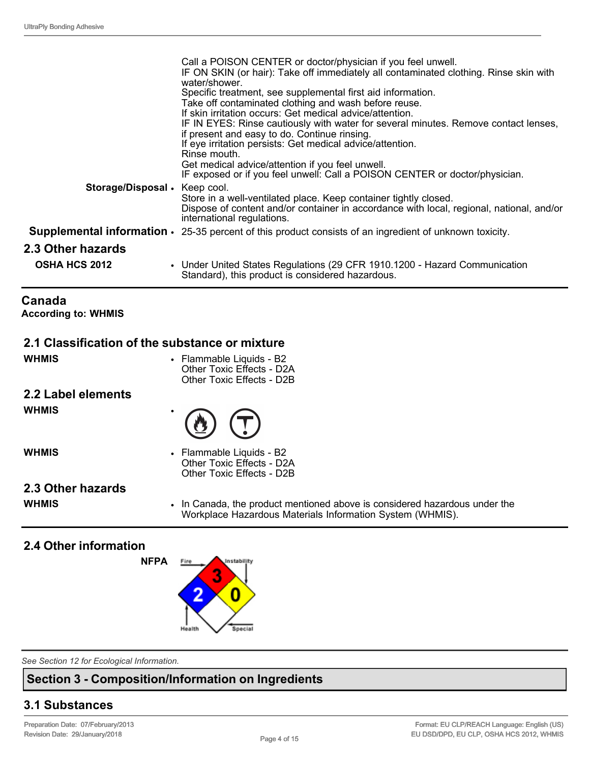| | |
|---|---|
| | Call a POISON CENTER or doctor/physician if you feel unwell.<br>IF ON SKIN (or hair): Take off immediately all contaminated clothing. Rinse skin with water/shower.<br>Specific treatment, see supplemental first aid information.<br>Take off contaminated clothing and wash before reuse.<br>If skin irritation occurs: Get medical advice/attention.<br>IF IN EYES: Rinse cautiously with water for several minutes. Remove contact lenses, if present and easy to do. Continue rinsing.<br>If eye irritation persists: Get medical advice/attention.<br>Rinse mouth.<br>Get medical advice/attention if you feel unwell.<br>IF exposed or if you feel unwell: Call a POISON CENTER or doctor/physician. |
| **Storage/Disposal** | • Keep cool.<br>Store in a well-ventilated place. Keep container tightly closed.<br>Dispose of content and/or container in accordance with local, regional, national, and/or international regulations. |
| **Supplemental information** | • 25-35 percent of this product consists of an ingredient of unknown toxicity. |

## 2.3 Other hazards

| | |
|---|---|
| **OSHA HCS 2012** | • Under United States Regulations (29 CFR 1910.1200 - Hazard Communication Standard), this product is considered hazardous. |

## Canada

**According to: WHMIS**

## 2.1 Classification of the substance or mixture

| | |
|---|---|
| **WHMIS** | • Flammable Liquids - B2<br>Other Toxic Effects - D2A<br>Other Toxic Effects - D2B |

## 2.2 Label elements

| | |
|---|---|
| **WHMIS** | • |
| **WHMIS** | • Flammable Liquids - B2<br>Other Toxic Effects - D2A<br>Other Toxic Effects - D2B |

## 2.3 Other hazards

| | |
|---|---|
| **WHMIS** | • In Canada, the product mentioned above is considered hazardous under the Workplace Hazardous Materials Information System (WHMIS). |

## 2.4 Other information

**NFPA**

Fire 3
Instability 0
Health 2
Special

*See Section 12 for Ecological Information.*

## Section 3 - Composition/Information on Ingredients

## 3.1 Substances

Preparation Date: 07/February/2013
Revision Date: 29/January/2018

Format: EU CLP/REACH Language: English (US)
EU DSD/DPD, EU CLP, OSHA HCS 2012, WHMIS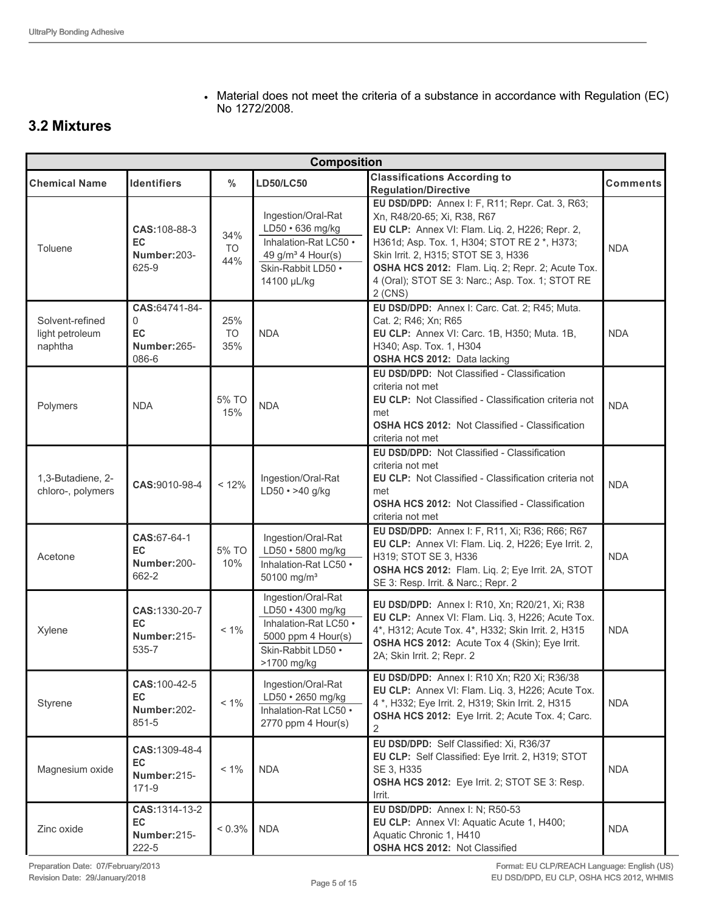- Material does not meet the criteria of a substance in accordance with Regulation (EC) No 1272/2008.

## 3.2 Mixtures

| Composition | | | | | |
|---|---|---|---|---|---|
| **Chemical Name** | **Identifiers** | **%** | **LD50/LC50** | **Classifications According to Regulation/Directive** | **Comments** |
| Toluene | **CAS:**108-88-3 **EC Number:**203-625-9 | 34% TO 44% | Ingestion/Oral-Rat LD50 • 636 mg/kg; Inhalation-Rat LC50 • 49 g/m³ 4 Hour(s); Skin-Rabbit LD50 • 14100 µL/kg | **EU DSD/DPD:** Annex I: F, R11; Repr. Cat. 3, R63; Xn, R48/20-65; Xi, R38, R67 **EU CLP:** Annex VI: Flam. Liq. 2, H226; Repr. 2, H361d; Asp. Tox. 1, H304; STOT RE 2 *, H373; Skin Irrit. 2, H315; STOT SE 3, H336 **OSHA HCS 2012:** Flam. Liq. 2; Repr. 2; Acute Tox. 4 (Oral); STOT SE 3: Narc.; Asp. Tox. 1; STOT RE 2 (CNS) | NDA |
| Solvent-refined light petroleum naphtha | **CAS:**64741-84-0 **EC Number:**265-086-6 | 25% TO 35% | NDA | **EU DSD/DPD:** Annex I: Carc. Cat. 2; R45; Muta. Cat. 2; R46; Xn; R65 **EU CLP:** Annex VI: Carc. 1B, H350; Muta. 1B, H340; Asp. Tox. 1, H304 **OSHA HCS 2012:** Data lacking | NDA |
| Polymers | NDA | 5% TO 15% | NDA | **EU DSD/DPD:** Not Classified - Classification criteria not met **EU CLP:** Not Classified - Classification criteria not met **OSHA HCS 2012:** Not Classified - Classification criteria not met | NDA |
| 1,3-Butadiene, 2-chloro-, polymers | **CAS:**9010-98-4 | < 12% | Ingestion/Oral-Rat LD50 • >40 g/kg | **EU DSD/DPD:** Not Classified - Classification criteria not met **EU CLP:** Not Classified - Classification criteria not met **OSHA HCS 2012:** Not Classified - Classification criteria not met | NDA |
| Acetone | **CAS:**67-64-1 **EC Number:**200-662-2 | 5% TO 10% | Ingestion/Oral-Rat LD50 • 5800 mg/kg; Inhalation-Rat LC50 • 50100 mg/m³ | **EU DSD/DPD:** Annex I: F, R11, Xi; R36; R66; R67 **EU CLP:** Annex VI: Flam. Liq. 2, H226; Eye Irrit. 2, H319; STOT SE 3, H336 **OSHA HCS 2012:** Flam. Liq. 2; Eye Irrit. 2A, STOT SE 3: Resp. Irrit. & Narc.; Repr. 2 | NDA |
| Xylene | **CAS:**1330-20-7 **EC Number:**215-535-7 | < 1% | Ingestion/Oral-Rat LD50 • 4300 mg/kg; Inhalation-Rat LC50 • 5000 ppm 4 Hour(s); Skin-Rabbit LD50 • >1700 mg/kg | **EU DSD/DPD:** Annex I: R10, Xn; R20/21, Xi; R38 **EU CLP:** Annex VI: Flam. Liq. 3, H226; Acute Tox. 4*, H312; Acute Tox. 4*, H332; Skin Irrit. 2, H315 **OSHA HCS 2012:** Acute Tox 4 (Skin); Eye Irrit. 2A; Skin Irrit. 2; Repr. 2 | NDA |
| Styrene | **CAS:**100-42-5 **EC Number:**202-851-5 | < 1% | Ingestion/Oral-Rat LD50 • 2650 mg/kg; Inhalation-Rat LC50 • 2770 ppm 4 Hour(s) | **EU DSD/DPD:** Annex I: R10 Xn; R20 Xi; R36/38 **EU CLP:** Annex VI: Flam. Liq. 3, H226; Acute Tox. 4 *, H332; Eye Irrit. 2, H319; Skin Irrit. 2, H315 **OSHA HCS 2012:** Eye Irrit. 2; Acute Tox. 4; Carc. 2 | NDA |
| Magnesium oxide | **CAS:**1309-48-4 **EC Number:**215-171-9 | < 1% | NDA | **EU DSD/DPD:** Self Classified: Xi, R36/37 **EU CLP:** Self Classified: Eye Irrit. 2, H319; STOT SE 3, H335 **OSHA HCS 2012:** Eye Irrit. 2; STOT SE 3: Resp. Irrit. | NDA |
| Zinc oxide | **CAS:**1314-13-2 **EC Number:**215-222-5 | < 0.3% | NDA | **EU DSD/DPD:** Annex I: N; R50-53 **EU CLP:** Annex VI: Aquatic Acute 1, H400; Aquatic Chronic 1, H410 **OSHA HCS 2012:** Not Classified | NDA |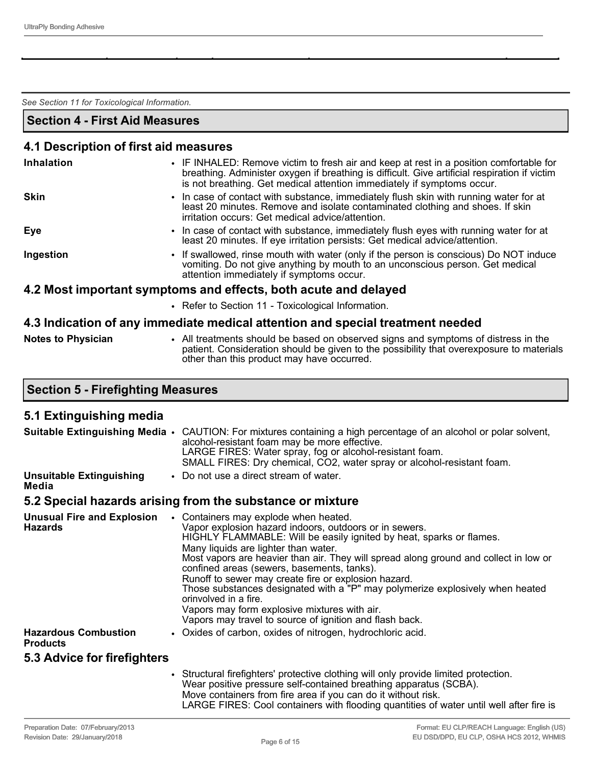*See Section 11 for Toxicological Information.*

## Section 4 - First Aid Measures

### 4.1 Description of first aid measures

**Inhalation**
- IF INHALED: Remove victim to fresh air and keep at rest in a position comfortable for breathing. Administer oxygen if breathing is difficult. Give artificial respiration if victim is not breathing. Get medical attention immediately if symptoms occur.

**Skin**
- In case of contact with substance, immediately flush skin with running water for at least 20 minutes. Remove and isolate contaminated clothing and shoes. If skin irritation occurs: Get medical advice/attention.

**Eye**
- In case of contact with substance, immediately flush eyes with running water for at least 20 minutes. If eye irritation persists: Get medical advice/attention.

**Ingestion**
- If swallowed, rinse mouth with water (only if the person is conscious) Do NOT induce vomiting. Do not give anything by mouth to an unconscious person. Get medical attention immediately if symptoms occur.

### 4.2 Most important symptoms and effects, both acute and delayed

- Refer to Section 11 - Toxicological Information.

### 4.3 Indication of any immediate medical attention and special treatment needed

**Notes to Physician**
- All treatments should be based on observed signs and symptoms of distress in the patient. Consideration should be given to the possibility that overexposure to materials other than this product may have occurred.

## Section 5 - Firefighting Measures

### 5.1 Extinguishing media

**Suitable Extinguishing Media**
- CAUTION: For mixtures containing a high percentage of an alcohol or polar solvent, alcohol-resistant foam may be more effective.
  LARGE FIRES: Water spray, fog or alcohol-resistant foam.
  SMALL FIRES: Dry chemical, $CO_2$, water spray or alcohol-resistant foam.

**Unsuitable Extinguishing Media**
- Do not use a direct stream of water.

### 5.2 Special hazards arising from the substance or mixture

**Unusual Fire and Explosion Hazards**
- Containers may explode when heated.
  Vapor explosion hazard indoors, outdoors or in sewers.
  HIGHLY FLAMMABLE: Will be easily ignited by heat, sparks or flames.
  Many liquids are lighter than water.
  Most vapors are heavier than air. They will spread along ground and collect in low or confined areas (sewers, basements, tanks).
  Runoff to sewer may create fire or explosion hazard.
  Those substances designated with a "P" may polymerize explosively when heated orinvolved in a fire.
  Vapors may form explosive mixtures with air.
  Vapors may travel to source of ignition and flash back.

**Hazardous Combustion Products**
- Oxides of carbon, oxides of nitrogen, hydrochloric acid.

### 5.3 Advice for firefighters

- Structural firefighters' protective clothing will only provide limited protection.
  Wear positive pressure self-contained breathing apparatus (SCBA).
  Move containers from fire area if you can do it without risk.
  LARGE FIRES: Cool containers with flooding quantities of water until well after fire is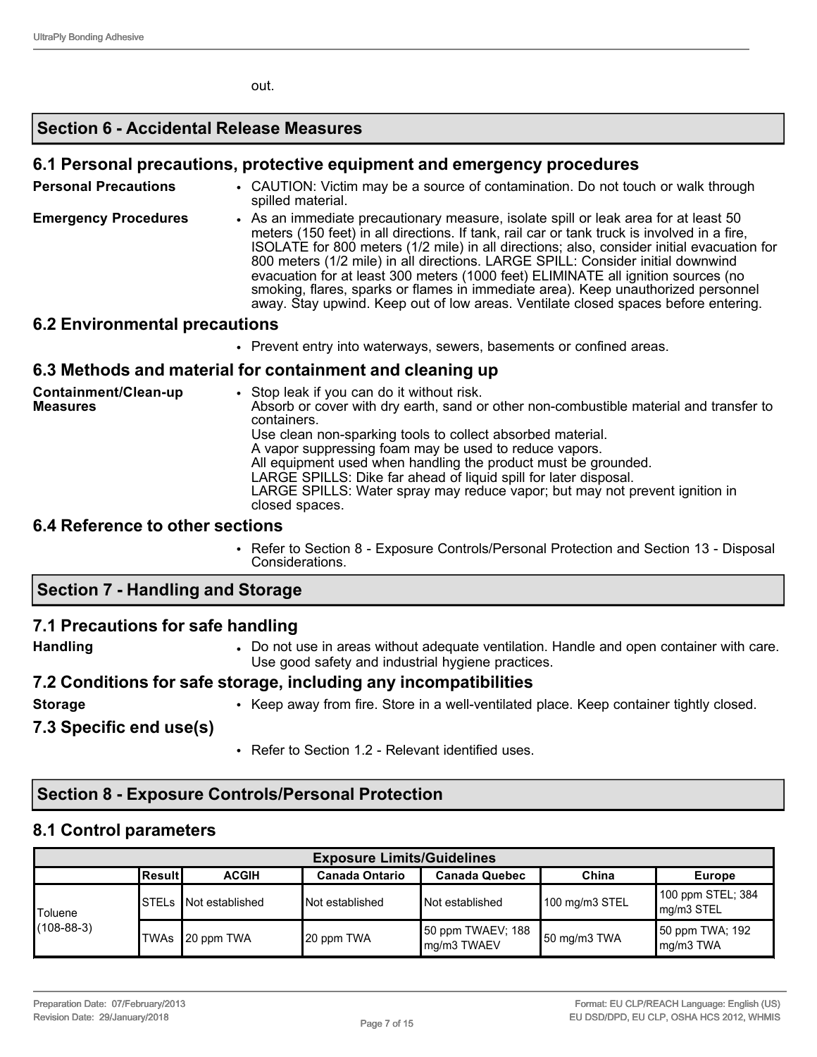out.

## Section 6 - Accidental Release Measures

### 6.1 Personal precautions, protective equipment and emergency procedures

**Personal Precautions**

- CAUTION: Victim may be a source of contamination. Do not touch or walk through spilled material.

**Emergency Procedures**

- As an immediate precautionary measure, isolate spill or leak area for at least 50 meters (150 feet) in all directions. If tank, rail car or tank truck is involved in a fire, ISOLATE for 800 meters (1/2 mile) in all directions; also, consider initial evacuation for 800 meters (1/2 mile) in all directions. LARGE SPILL: Consider initial downwind evacuation for at least 300 meters (1000 feet) ELIMINATE all ignition sources (no smoking, flares, sparks or flames in immediate area). Keep unauthorized personnel away. Stay upwind. Keep out of low areas. Ventilate closed spaces before entering.

### 6.2 Environmental precautions

- Prevent entry into waterways, sewers, basements or confined areas.

### 6.3 Methods and material for containment and cleaning up

**Containment/Clean-up Measures**

- Stop leak if you can do it without risk.
  Absorb or cover with dry earth, sand or other non-combustible material and transfer to containers.
  Use clean non-sparking tools to collect absorbed material.
  A vapor suppressing foam may be used to reduce vapors.
  All equipment used when handling the product must be grounded.
  LARGE SPILLS: Dike far ahead of liquid spill for later disposal.
  LARGE SPILLS: Water spray may reduce vapor; but may not prevent ignition in closed spaces.

### 6.4 Reference to other sections

- Refer to Section 8 - Exposure Controls/Personal Protection and Section 13 - Disposal Considerations.

## Section 7 - Handling and Storage

### 7.1 Precautions for safe handling

**Handling**

- Do not use in areas without adequate ventilation. Handle and open container with care. Use good safety and industrial hygiene practices.

### 7.2 Conditions for safe storage, including any incompatibilities

**Storage**

- Keep away from fire. Store in a well-ventilated place. Keep container tightly closed.

### 7.3 Specific end use(s)

- Refer to Section 1.2 - Relevant identified uses.

## Section 8 - Exposure Controls/Personal Protection

### 8.1 Control parameters

| Exposure Limits/Guidelines | | | | | | | |
|---|---|---|---|---|---|---|---|
| | Result | ACGIH | Canada Ontario | Canada Quebec | China | Europe |
| Toluene (108-88-3) | STELs | Not established | Not established | Not established | 100 mg/m3 STEL | 100 ppm STEL; 384 mg/m3 STEL |
| | TWAs | 20 ppm TWA | 20 ppm TWA | 50 ppm TWAEV; 188 mg/m3 TWAEV | 50 mg/m3 TWA | 50 ppm TWA; 192 mg/m3 TWA |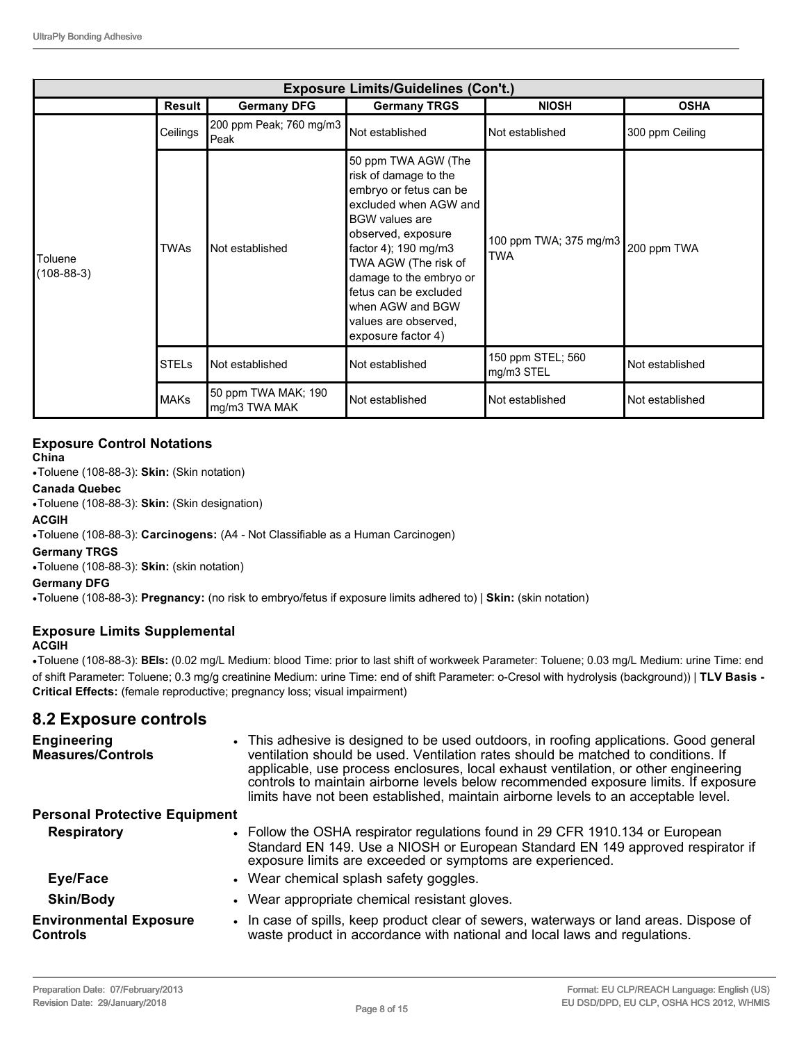| Exposure Limits/Guidelines (Con't.) | | | | | |
|---|---|---|---|---|---|
| | **Result** | **Germany DFG** | **Germany TRGS** | **NIOSH** | **OSHA** |
| Toluene (108-88-3) | Ceilings | 200 ppm Peak; 760 mg/m3 Peak | Not established | Not established | 300 ppm Ceiling |
| | TWAs | Not established | 50 ppm TWA AGW (The risk of damage to the embryo or fetus can be excluded when AGW and BGW values are observed, exposure factor 4); 190 mg/m3 TWA AGW (The risk of damage to the embryo or fetus can be excluded when AGW and BGW values are observed, exposure factor 4) | 100 ppm TWA; 375 mg/m3 TWA | 200 ppm TWA |
| | STELs | Not established | Not established | 150 ppm STEL; 560 mg/m3 STEL | Not established |
| | MAKs | 50 ppm TWA MAK; 190 mg/m3 TWA MAK | Not established | Not established | Not established |

### Exposure Control Notations

**China**

- Toluene (108-88-3): **Skin:** (Skin notation)

**Canada Quebec**

- Toluene (108-88-3): **Skin:** (Skin designation)

**ACGIH**

- Toluene (108-88-3): **Carcinogens:** (A4 - Not Classifiable as a Human Carcinogen)

**Germany TRGS**

- Toluene (108-88-3): **Skin:** (skin notation)

**Germany DFG**

- Toluene (108-88-3): **Pregnancy:** (no risk to embryo/fetus if exposure limits adhered to) | **Skin:** (skin notation)

### Exposure Limits Supplemental

**ACGIH**

- Toluene (108-88-3): **BEIs:** (0.02 mg/L Medium: blood Time: prior to last shift of workweek Parameter: Toluene; 0.03 mg/L Medium: urine Time: end of shift Parameter: Toluene; 0.3 mg/g creatinine Medium: urine Time: end of shift Parameter: o-Cresol with hydrolysis (background)) | **TLV Basis - Critical Effects:** (female reproductive; pregnancy loss; visual impairment)

## 8.2 Exposure controls

**Engineering Measures/Controls**

- This adhesive is designed to be used outdoors, in roofing applications. Good general ventilation should be used. Ventilation rates should be matched to conditions. If applicable, use process enclosures, local exhaust ventilation, or other engineering controls to maintain airborne levels below recommended exposure limits. If exposure limits have not been established, maintain airborne levels to an acceptable level.

**Personal Protective Equipment**

**Respiratory**

- Follow the OSHA respirator regulations found in 29 CFR 1910.134 or European Standard EN 149. Use a NIOSH or European Standard EN 149 approved respirator if exposure limits are exceeded or symptoms are experienced.

**Eye/Face**

- Wear chemical splash safety goggles.

**Skin/Body**

- Wear appropriate chemical resistant gloves.

**Environmental Exposure Controls**

- In case of spills, keep product clear of sewers, waterways or land areas. Dispose of waste product in accordance with national and local laws and regulations.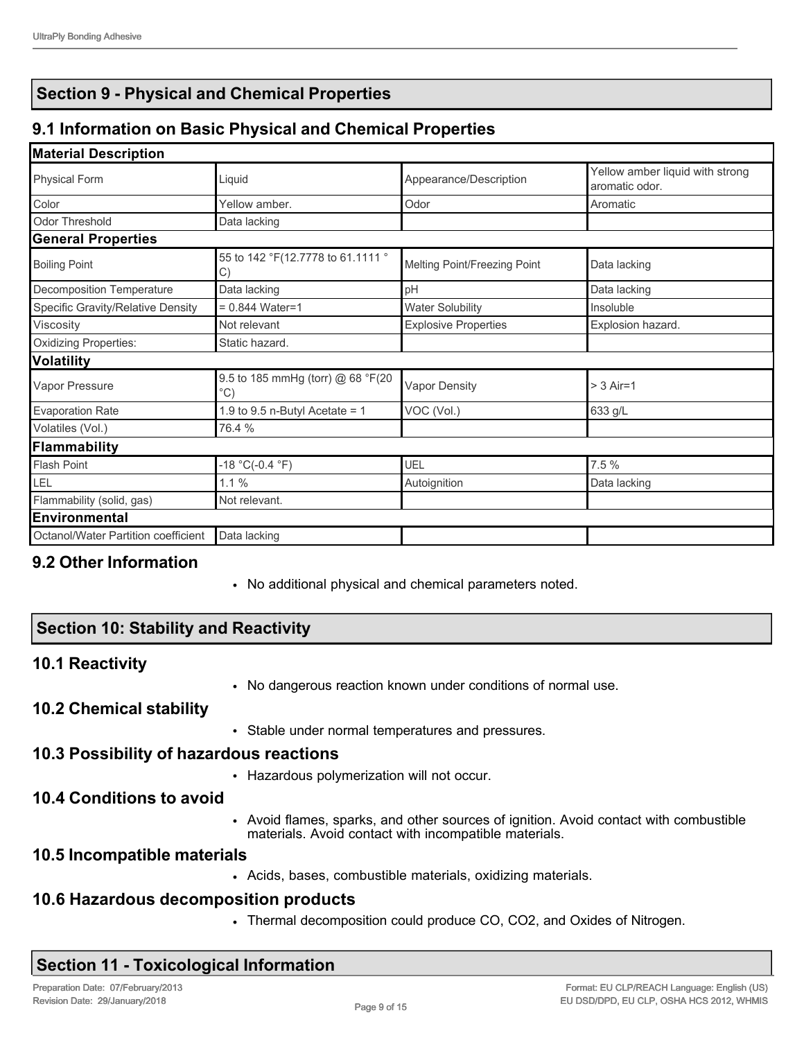## Section 9 - Physical and Chemical Properties

### 9.1 Information on Basic Physical and Chemical Properties

| Material Description | | | |
|---|---|---|---|
| Physical Form | Liquid | Appearance/Description | Yellow amber liquid with strong aromatic odor. |
| Color | Yellow amber. | Odor | Aromatic |
| Odor Threshold | Data lacking | | |
| **General Properties** | | | |
| Boiling Point | 55 to 142 °F(12.7778 to 61.1111 °C) | Melting Point/Freezing Point | Data lacking |
| Decomposition Temperature | Data lacking | pH | Data lacking |
| Specific Gravity/Relative Density | = 0.844 Water=1 | Water Solubility | Insoluble |
| Viscosity | Not relevant | Explosive Properties | Explosion hazard. |
| Oxidizing Properties: | Static hazard. | | |
| **Volatility** | | | |
| Vapor Pressure | 9.5 to 185 mmHg (torr) @ 68 °F(20 °C) | Vapor Density | > 3 Air=1 |
| Evaporation Rate | 1.9 to 9.5 n-Butyl Acetate = 1 | VOC (Vol.) | 633 g/L |
| Volatiles (Vol.) | 76.4 % | | |
| **Flammability** | | | |
| Flash Point | -18 °C(-0.4 °F) | UEL | 7.5 % |
| LEL | 1.1 % | Autoignition | Data lacking |
| Flammability (solid, gas) | Not relevant. | | |
| **Environmental** | | | |
| Octanol/Water Partition coefficient | Data lacking | | |

### 9.2 Other Information

- No additional physical and chemical parameters noted.

## Section 10: Stability and Reactivity

### 10.1 Reactivity

- No dangerous reaction known under conditions of normal use.

### 10.2 Chemical stability

- Stable under normal temperatures and pressures.

### 10.3 Possibility of hazardous reactions

- Hazardous polymerization will not occur.

### 10.4 Conditions to avoid

- Avoid flames, sparks, and other sources of ignition. Avoid contact with combustible materials. Avoid contact with incompatible materials.

### 10.5 Incompatible materials

- Acids, bases, combustible materials, oxidizing materials.

### 10.6 Hazardous decomposition products

- Thermal decomposition could produce CO, $CO_2$, and Oxides of Nitrogen.

## Section 11 - Toxicological Information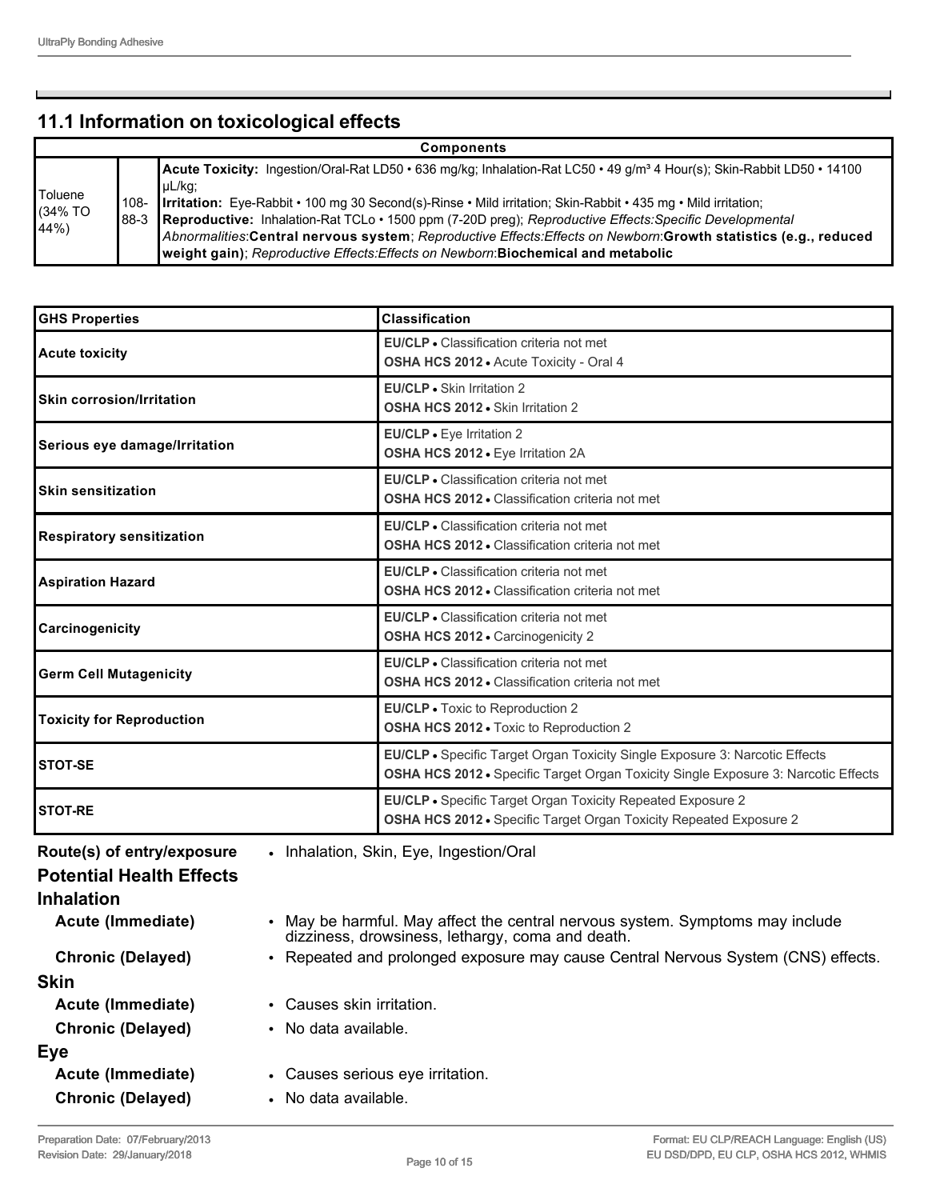## 11.1 Information on toxicological effects

| Components | | |
|---|---|---|
| Toluene (34% TO 44%) | 108-88-3 | **Acute Toxicity:** Ingestion/Oral-Rat LD50 • 636 mg/kg; Inhalation-Rat LC50 • 49 g/m³ 4 Hour(s); Skin-Rabbit LD50 • 14100 µL/kg; **Irritation:** Eye-Rabbit • 100 mg 30 Second(s)-Rinse • Mild irritation; Skin-Rabbit • 435 mg • Mild irritation; **Reproductive:** Inhalation-Rat TCLo • 1500 ppm (7-20D preg); *Reproductive Effects:Specific Developmental Abnormalities*:**Central nervous system**; *Reproductive Effects:Effects on Newborn*:**Growth statistics (e.g., reduced weight gain)**; *Reproductive Effects:Effects on Newborn*:**Biochemical and metabolic** |

| GHS Properties | Classification |
|---|---|
| Acute toxicity | **EU/CLP** • Classification criteria not met<br>**OSHA HCS 2012** • Acute Toxicity - Oral 4 |
| Skin corrosion/Irritation | **EU/CLP** • Skin Irritation 2<br>**OSHA HCS 2012** • Skin Irritation 2 |
| Serious eye damage/Irritation | **EU/CLP** • Eye Irritation 2<br>**OSHA HCS 2012** • Eye Irritation 2A |
| Skin sensitization | **EU/CLP** • Classification criteria not met<br>**OSHA HCS 2012** • Classification criteria not met |
| Respiratory sensitization | **EU/CLP** • Classification criteria not met<br>**OSHA HCS 2012** • Classification criteria not met |
| Aspiration Hazard | **EU/CLP** • Classification criteria not met<br>**OSHA HCS 2012** • Classification criteria not met |
| Carcinogenicity | **EU/CLP** • Classification criteria not met<br>**OSHA HCS 2012** • Carcinogenicity 2 |
| Germ Cell Mutagenicity | **EU/CLP** • Classification criteria not met<br>**OSHA HCS 2012** • Classification criteria not met |
| Toxicity for Reproduction | **EU/CLP** • Toxic to Reproduction 2<br>**OSHA HCS 2012** • Toxic to Reproduction 2 |
| STOT-SE | **EU/CLP** • Specific Target Organ Toxicity Single Exposure 3: Narcotic Effects<br>**OSHA HCS 2012** • Specific Target Organ Toxicity Single Exposure 3: Narcotic Effects |
| STOT-RE | **EU/CLP** • Specific Target Organ Toxicity Repeated Exposure 2<br>**OSHA HCS 2012** • Specific Target Organ Toxicity Repeated Exposure 2 |

**Route(s) of entry/exposure** • Inhalation, Skin, Eye, Ingestion/Oral

**Potential Health Effects**

**Inhalation**

- **Acute (Immediate)** • May be harmful. May affect the central nervous system. Symptoms may include dizziness, drowsiness, lethargy, coma and death.
- **Chronic (Delayed)** • Repeated and prolonged exposure may cause Central Nervous System (CNS) effects.

**Skin**

- **Acute (Immediate)** • Causes skin irritation.
- **Chronic (Delayed)** • No data available.

**Eye**

- **Acute (Immediate)** • Causes serious eye irritation.
- **Chronic (Delayed)** • No data available.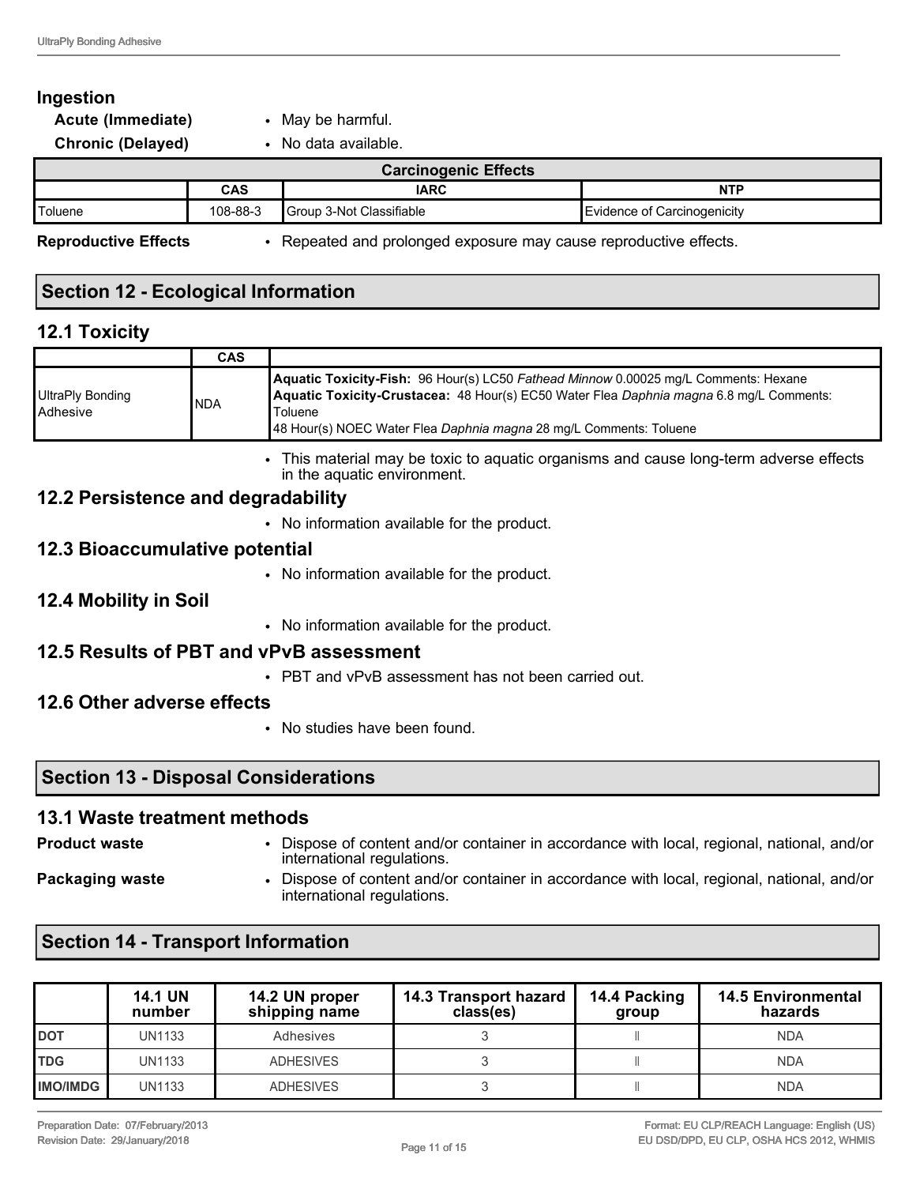**Ingestion**

**Acute (Immediate)**
- May be harmful.

**Chronic (Delayed)**
- No data available.

| Carcinogenic Effects | | | |
|---|---|---|---|
| | CAS | IARC | NTP |
| Toluene | 108-88-3 | Group 3-Not Classifiable | Evidence of Carcinogenicity |

**Reproductive Effects**
- Repeated and prolonged exposure may cause reproductive effects.

## Section 12 - Ecological Information

### 12.1 Toxicity

| | CAS | |
|---|---|---|
| UltraPly Bonding Adhesive | NDA | **Aquatic Toxicity-Fish:** 96 Hour(s) LC50 *Fathead Minnow* 0.00025 mg/L Comments: Hexane<br>**Aquatic Toxicity-Crustacea:** 48 Hour(s) EC50 Water Flea *Daphnia magna* 6.8 mg/L Comments: Toluene<br>48 Hour(s) NOEC Water Flea *Daphnia magna* 28 mg/L Comments: Toluene |

- This material may be toxic to aquatic organisms and cause long-term adverse effects in the aquatic environment.

### 12.2 Persistence and degradability

- No information available for the product.

### 12.3 Bioaccumulative potential

- No information available for the product.

### 12.4 Mobility in Soil

- No information available for the product.

### 12.5 Results of PBT and vPvB assessment

- PBT and vPvB assessment has not been carried out.

### 12.6 Other adverse effects

- No studies have been found.

## Section 13 - Disposal Considerations

### 13.1 Waste treatment methods

**Product waste**
- Dispose of content and/or container in accordance with local, regional, national, and/or international regulations.

**Packaging waste**
- Dispose of content and/or container in accordance with local, regional, national, and/or international regulations.

## Section 14 - Transport Information

| | 14.1 UN number | 14.2 UN proper shipping name | 14.3 Transport hazard class(es) | 14.4 Packing group | 14.5 Environmental hazards |
|---|---|---|---|---|---|
| **DOT** | UN1133 | Adhesives | 3 | II | NDA |
| **TDG** | UN1133 | ADHESIVES | 3 | II | NDA |
| **IMO/IMDG** | UN1133 | ADHESIVES | 3 | II | NDA |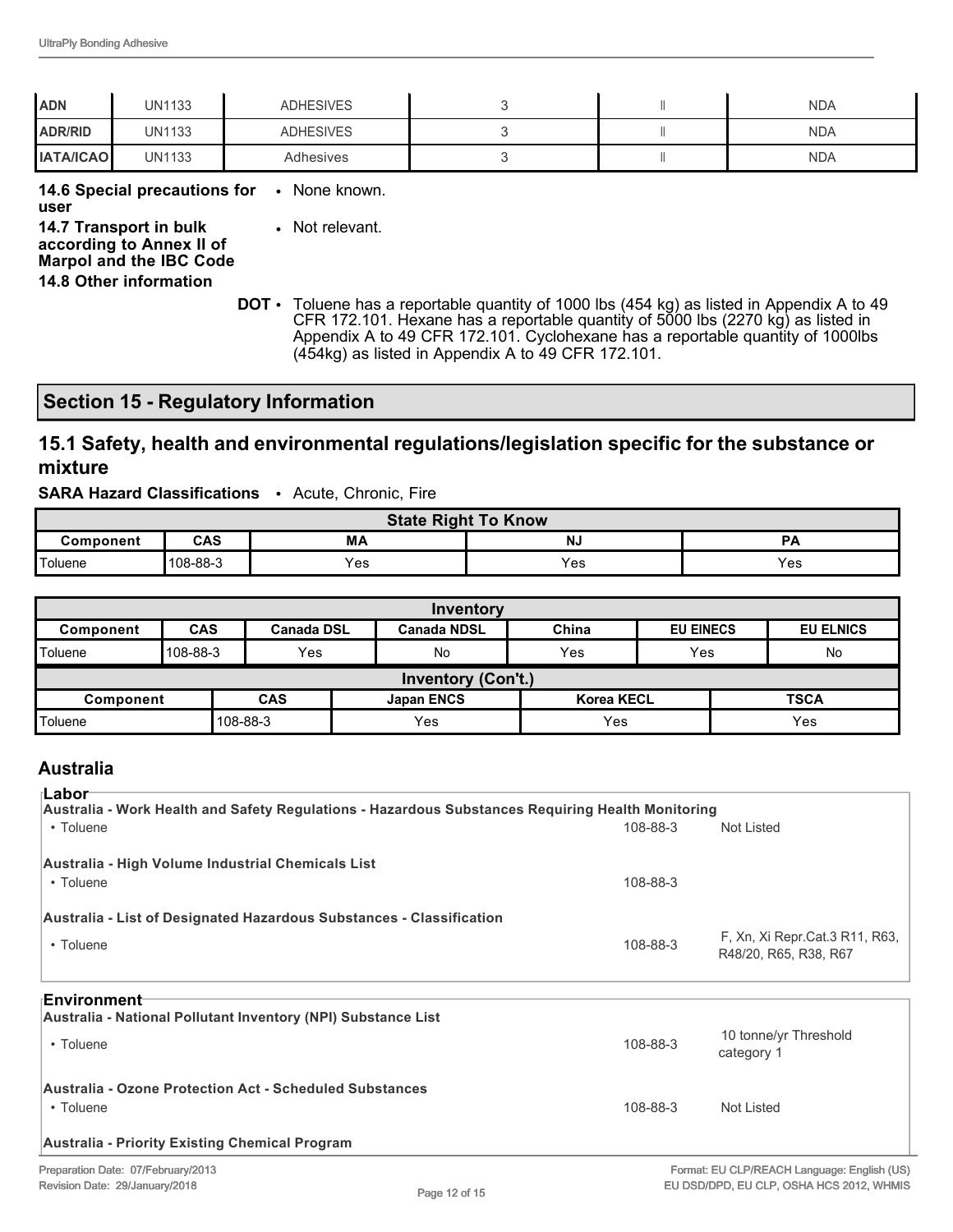| | | | | | |
|---|---|---|---|---|---|
| **ADN** | UN1133 | ADHESIVES | 3 | II | NDA |
| **ADR/RID** | UN1133 | ADHESIVES | 3 | II | NDA |
| **IATA/ICAO** | UN1133 | Adhesives | 3 | II | NDA |

**14.6 Special precautions for user**
- None known.

**14.7 Transport in bulk according to Annex II of Marpol and the IBC Code**
- Not relevant.

**14.8 Other information**

**DOT** • Toluene has a reportable quantity of 1000 lbs (454 kg) as listed in Appendix A to 49 CFR 172.101. Hexane has a reportable quantity of 5000 lbs (2270 kg) as listed in Appendix A to 49 CFR 172.101. Cyclohexane has a reportable quantity of 1000lbs (454kg) as listed in Appendix A to 49 CFR 172.101.

## Section 15 - Regulatory Information

### 15.1 Safety, health and environmental regulations/legislation specific for the substance or mixture

**SARA Hazard Classifications** • Acute, Chronic, Fire

| State Right To Know | | | | |
|---|---|---|---|---|
| **Component** | **CAS** | **MA** | **NJ** | **PA** |
| Toluene | 108-88-3 | Yes | Yes | Yes |

| Inventory | | | | | | |
|---|---|---|---|---|---|---|
| **Component** | **CAS** | **Canada DSL** | **Canada NDSL** | **China** | **EU EINECS** | **EU ELNICS** |
| Toluene | 108-88-3 | Yes | No | Yes | Yes | No |

| Inventory (Con't.) | | | | |
|---|---|---|---|---|
| **Component** | **CAS** | **Japan ENCS** | **Korea KECL** | **TSCA** |
| Toluene | 108-88-3 | Yes | Yes | Yes |

### Australia

**Labor**

**Australia - Work Health and Safety Regulations - Hazardous Substances Requiring Health Monitoring**

| | | |
|---|---|---|
| • Toluene | 108-88-3 | Not Listed |

**Australia - High Volume Industrial Chemicals List**

| | | |
|---|---|---|
| • Toluene | 108-88-3 | |

**Australia - List of Designated Hazardous Substances - Classification**

| | | |
|---|---|---|
| • Toluene | 108-88-3 | F, Xn, Xi Repr.Cat.3 R11, R63, R48/20, R65, R38, R67 |

**Environment**

**Australia - National Pollutant Inventory (NPI) Substance List**

| | | |
|---|---|---|
| • Toluene | 108-88-3 | 10 tonne/yr Threshold category 1 |

**Australia - Ozone Protection Act - Scheduled Substances**

| | | |
|---|---|---|
| • Toluene | 108-88-3 | Not Listed |

**Australia - Priority Existing Chemical Program**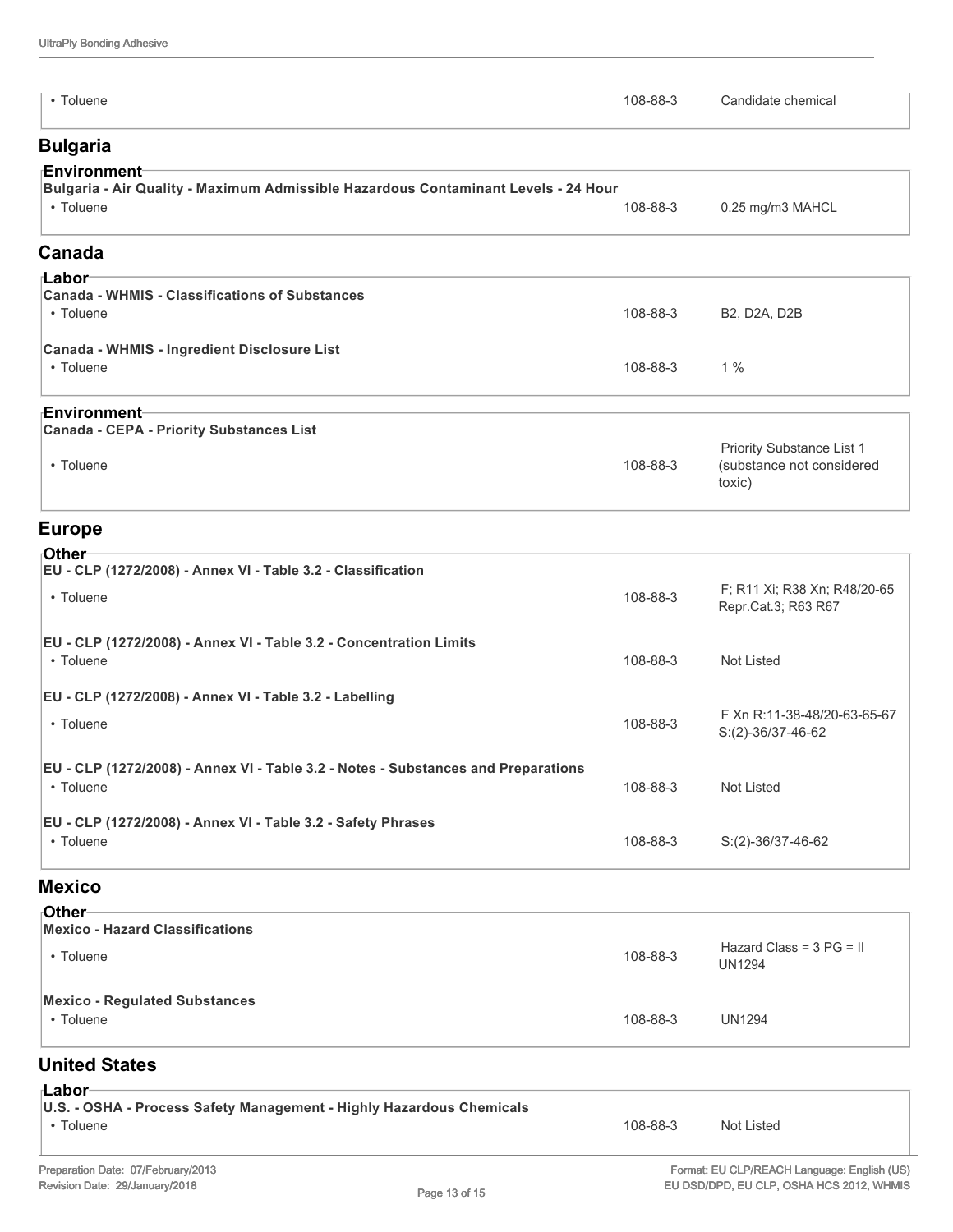| | | |
|---|---|---|
| • Toluene | 108-88-3 | Candidate chemical |

## Bulgaria

**Environment**

| | | |
|---|---|---|
| **Bulgaria - Air Quality - Maximum Admissible Hazardous Contaminant Levels - 24 Hour** | | |
| • Toluene | 108-88-3 | 0.25 mg/m3 MAHCL |

## Canada

**Labor**

| | | |
|---|---|---|
| **Canada - WHMIS - Classifications of Substances** | | |
| • Toluene | 108-88-3 | B2, D2A, D2B |
| **Canada - WHMIS - Ingredient Disclosure List** | | |
| • Toluene | 108-88-3 | 1 % |

**Environment**

| | | |
|---|---|---|
| **Canada - CEPA - Priority Substances List** | | |
| • Toluene | 108-88-3 | Priority Substance List 1 (substance not considered toxic) |

## Europe

**Other**

| | | |
|---|---|---|
| **EU - CLP (1272/2008) - Annex VI - Table 3.2 - Classification** | | |
| • Toluene | 108-88-3 | F; R11 Xi; R38 Xn; R48/20-65 Repr.Cat.3; R63 R67 |
| **EU - CLP (1272/2008) - Annex VI - Table 3.2 - Concentration Limits** | | |
| • Toluene | 108-88-3 | Not Listed |
| **EU - CLP (1272/2008) - Annex VI - Table 3.2 - Labelling** | | |
| • Toluene | 108-88-3 | F Xn R:11-38-48/20-63-65-67 S:(2)-36/37-46-62 |
| **EU - CLP (1272/2008) - Annex VI - Table 3.2 - Notes - Substances and Preparations** | | |
| • Toluene | 108-88-3 | Not Listed |
| **EU - CLP (1272/2008) - Annex VI - Table 3.2 - Safety Phrases** | | |
| • Toluene | 108-88-3 | S:(2)-36/37-46-62 |

## Mexico

**Other**

| | | |
|---|---|---|
| **Mexico - Hazard Classifications** | | |
| • Toluene | 108-88-3 | Hazard Class = 3 PG = II UN1294 |
| **Mexico - Regulated Substances** | | |
| • Toluene | 108-88-3 | UN1294 |

## United States

**Labor**

| | | |
|---|---|---|
| **U.S. - OSHA - Process Safety Management - Highly Hazardous Chemicals** | | |
| • Toluene | 108-88-3 | Not Listed |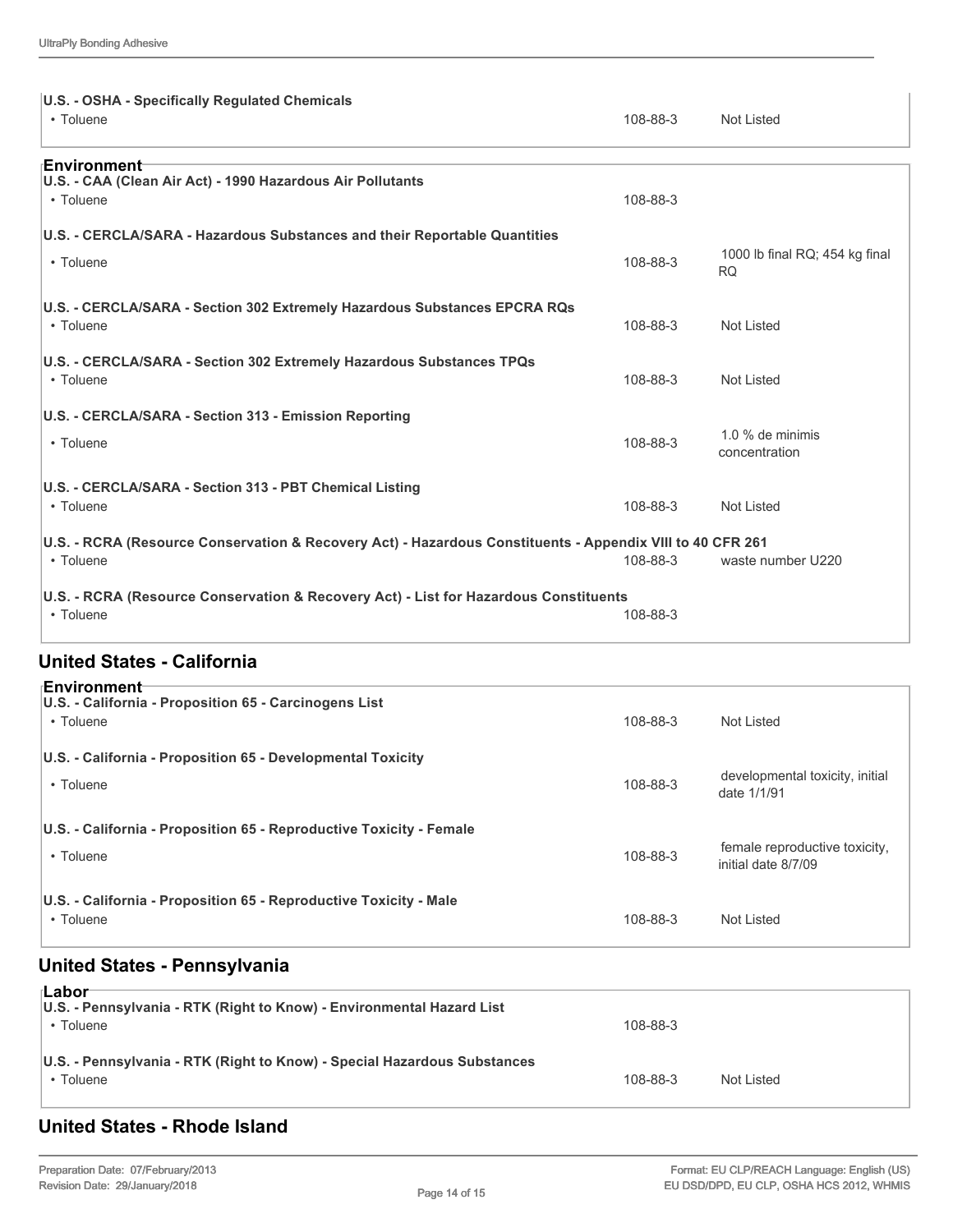**U.S. - OSHA - Specifically Regulated Chemicals**

| | | |
|---|---|---|
| • Toluene | 108-88-3 | Not Listed |

**Environment**

**U.S. - CAA (Clean Air Act) - 1990 Hazardous Air Pollutants**

| | | |
|---|---|---|
| • Toluene | 108-88-3 | |

**U.S. - CERCLA/SARA - Hazardous Substances and their Reportable Quantities**

| | | |
|---|---|---|
| • Toluene | 108-88-3 | 1000 lb final RQ; 454 kg final RQ |

**U.S. - CERCLA/SARA - Section 302 Extremely Hazardous Substances EPCRA RQs**

| | | |
|---|---|---|
| • Toluene | 108-88-3 | Not Listed |

**U.S. - CERCLA/SARA - Section 302 Extremely Hazardous Substances TPQs**

| | | |
|---|---|---|
| • Toluene | 108-88-3 | Not Listed |

**U.S. - CERCLA/SARA - Section 313 - Emission Reporting**

| | | |
|---|---|---|
| • Toluene | 108-88-3 | 1.0 % de minimis concentration |

**U.S. - CERCLA/SARA - Section 313 - PBT Chemical Listing**

| | | |
|---|---|---|
| • Toluene | 108-88-3 | Not Listed |

**U.S. - RCRA (Resource Conservation & Recovery Act) - Hazardous Constituents - Appendix VIII to 40 CFR 261**

| | | |
|---|---|---|
| • Toluene | 108-88-3 | waste number U220 |

**U.S. - RCRA (Resource Conservation & Recovery Act) - List for Hazardous Constituents**

| | | |
|---|---|---|
| • Toluene | 108-88-3 | |

## United States - California

**Environment**

**U.S. - California - Proposition 65 - Carcinogens List**

| | | |
|---|---|---|
| • Toluene | 108-88-3 | Not Listed |

**U.S. - California - Proposition 65 - Developmental Toxicity**

| | | |
|---|---|---|
| • Toluene | 108-88-3 | developmental toxicity, initial date 1/1/91 |

**U.S. - California - Proposition 65 - Reproductive Toxicity - Female**

| | | |
|---|---|---|
| • Toluene | 108-88-3 | female reproductive toxicity, initial date 8/7/09 |

**U.S. - California - Proposition 65 - Reproductive Toxicity - Male**

| | | |
|---|---|---|
| • Toluene | 108-88-3 | Not Listed |

## United States - Pennsylvania

**Labor**

**U.S. - Pennsylvania - RTK (Right to Know) - Environmental Hazard List**

| | | |
|---|---|---|
| • Toluene | 108-88-3 | |

**U.S. - Pennsylvania - RTK (Right to Know) - Special Hazardous Substances**

| | | |
|---|---|---|
| • Toluene | 108-88-3 | Not Listed |

## United States - Rhode Island

Preparation Date: 07/February/2013
Revision Date: 29/January/2018

Format: EU CLP/REACH Language: English (US)
EU DSD/DPD, EU CLP, OSHA HCS 2012, WHMIS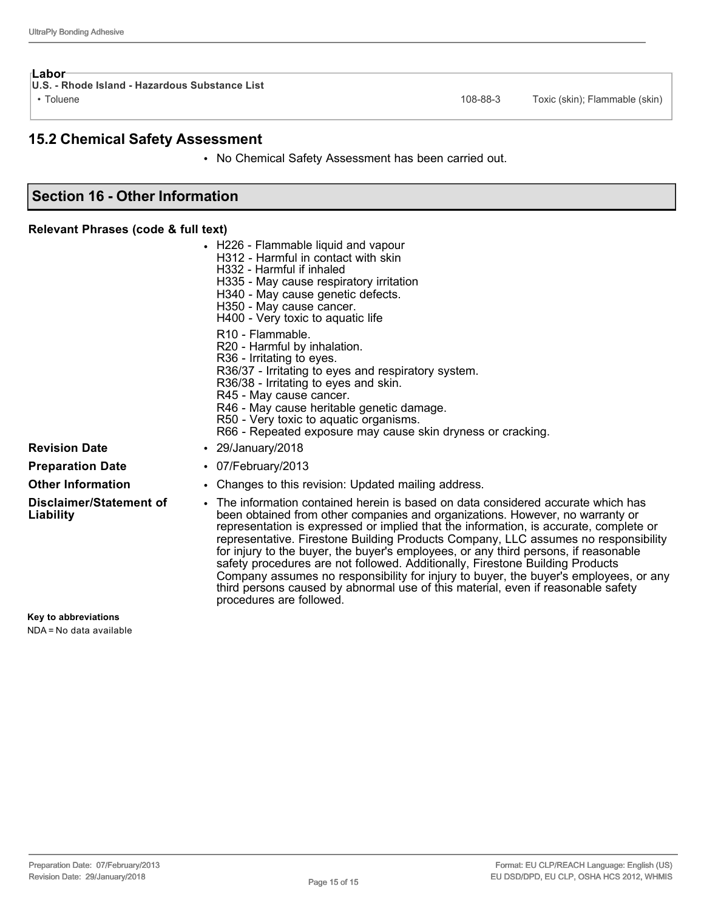**Labor**

**U.S. - Rhode Island - Hazardous Substance List**

| | | |
|---|---|---|
| • Toluene | 108-88-3 | Toxic (skin); Flammable (skin) |

## 15.2 Chemical Safety Assessment

- No Chemical Safety Assessment has been carried out.

## Section 16 - Other Information

**Relevant Phrases (code & full text)**

- H226 - Flammable liquid and vapour
  H312 - Harmful in contact with skin
  H332 - Harmful if inhaled
  H335 - May cause respiratory irritation
  H340 - May cause genetic defects.
  H350 - May cause cancer.
  H400 - Very toxic to aquatic life

  R10 - Flammable.
  R20 - Harmful by inhalation.
  R36 - Irritating to eyes.
  R36/37 - Irritating to eyes and respiratory system.
  R36/38 - Irritating to eyes and skin.
  R45 - May cause cancer.
  R46 - May cause heritable genetic damage.
  R50 - Very toxic to aquatic organisms.
  R66 - Repeated exposure may cause skin dryness or cracking.

**Revision Date**

- 29/January/2018

**Preparation Date**

- 07/February/2013

**Other Information**

- Changes to this revision: Updated mailing address.

**Disclaimer/Statement of Liability**

- The information contained herein is based on data considered accurate which has been obtained from other companies and organizations. However, no warranty or representation is expressed or implied that the information, is accurate, complete or representative. Firestone Building Products Company, LLC assumes no responsibility for injury to the buyer, the buyer's employees, or any third persons, if reasonable safety procedures are not followed. Additionally, Firestone Building Products Company assumes no responsibility for injury to buyer, the buyer's employees, or any third persons caused by abnormal use of this material, even if reasonable safety procedures are followed.

**Key to abbreviations**

NDA = No data available